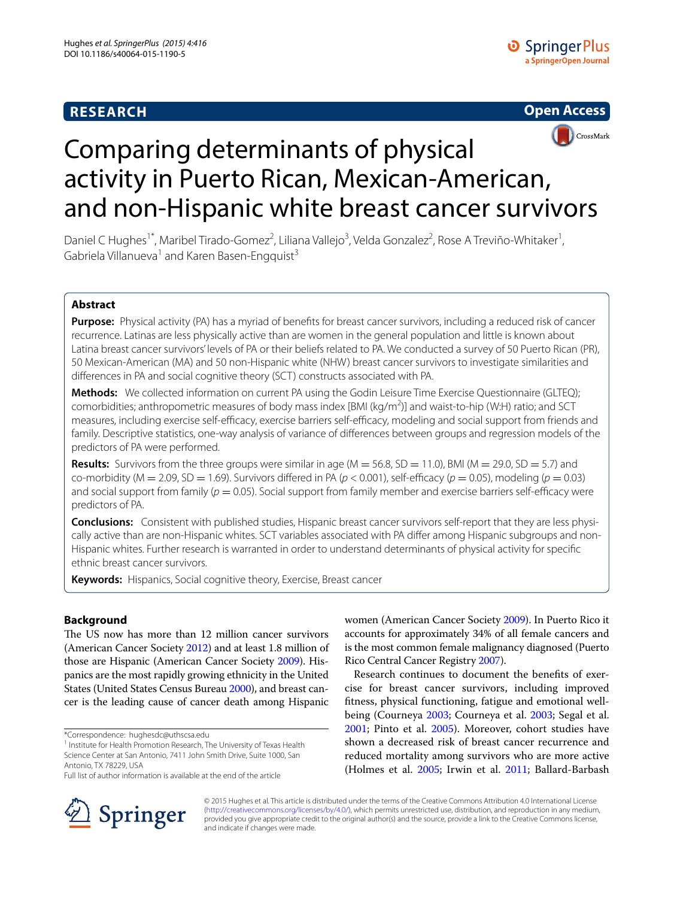RESEARCH

Open Access

# Comparing determinants of physical activity in Puerto Rican, Mexican-American, and non-Hispanic white breast cancer survivors

Daniel C Hughes[1*], Maribel Tirado-Gomez[2], Liliana Vallejo[3], Velda Gonzalez[2], Rose A Treviño-Whitaker[1], Gabriela Villanueva[1] and Karen Basen-Engquist[3]

## Abstract

**Purpose:** Physical activity (PA) has a myriad of benefits for breast cancer survivors, including a reduced risk of cancer recurrence. Latinas are less physically active than are women in the general population and little is known about Latina breast cancer survivors' levels of PA or their beliefs related to PA. We conducted a survey of 50 Puerto Rican (PR), 50 Mexican-American (MA) and 50 non-Hispanic white (NHW) breast cancer survivors to investigate similarities and differences in PA and social cognitive theory (SCT) constructs associated with PA.

**Methods:** We collected information on current PA using the Godin Leisure Time Exercise Questionnaire (GLTEQ); comorbidities; anthropometric measures of body mass index [BMI (kg/m$^2$)] and waist-to-hip (W:H) ratio; and SCT measures, including exercise self-efficacy, exercise barriers self-efficacy, modeling and social support from friends and family. Descriptive statistics, one-way analysis of variance of differences between groups and regression models of the predictors of PA were performed.

**Results:** Survivors from the three groups were similar in age (M = 56.8, SD = 11.0), BMI (M = 29.0, SD = 5.7) and co-morbidity (M = 2.09, SD = 1.69). Survivors differed in PA ($p < 0.001$), self-efficacy ($p = 0.05$), modeling ($p = 0.03$) and social support from family ($p = 0.05$). Social support from family member and exercise barriers self-efficacy were predictors of PA.

**Conclusions:** Consistent with published studies, Hispanic breast cancer survivors self-report that they are less physically active than are non-Hispanic whites. SCT variables associated with PA differ among Hispanic subgroups and non-Hispanic whites. Further research is warranted in order to understand determinants of physical activity for specific ethnic breast cancer survivors.

**Keywords:** Hispanics, Social cognitive theory, Exercise, Breast cancer

## Background

The US now has more than 12 million cancer survivors (American Cancer Society 2012) and at least 1.8 million of those are Hispanic (American Cancer Society 2009). Hispanics are the most rapidly growing ethnicity in the United States (United States Census Bureau 2000), and breast cancer is the leading cause of cancer death among Hispanic women (American Cancer Society 2009). In Puerto Rico it accounts for approximately 34% of all female cancers and is the most common female malignancy diagnosed (Puerto Rico Central Cancer Registry 2007).

Research continues to document the benefits of exercise for breast cancer survivors, including improved fitness, physical functioning, fatigue and emotional well-being (Courneya 2003; Courneya et al. 2003; Segal et al. 2001; Pinto et al. 2005). Moreover, cohort studies have shown a decreased risk of breast cancer recurrence and reduced mortality among survivors who are more active (Holmes et al. 2005; Irwin et al. 2011; Ballard-Barbash

*Correspondence: hughesdc@uthscsa.edu
[1] Institute for Health Promotion Research, The University of Texas Health Science Center at San Antonio, 7411 John Smith Drive, Suite 1000, San Antonio, TX 78229, USA
Full list of author information is available at the end of the article

© 2015 Hughes et al. This article is distributed under the terms of the Creative Commons Attribution 4.0 International License (http://creativecommons.org/licenses/by/4.0/), which permits unrestricted use, distribution, and reproduction in any medium, provided you give appropriate credit to the original author(s) and the source, provide a link to the Creative Commons license, and indicate if changes were made.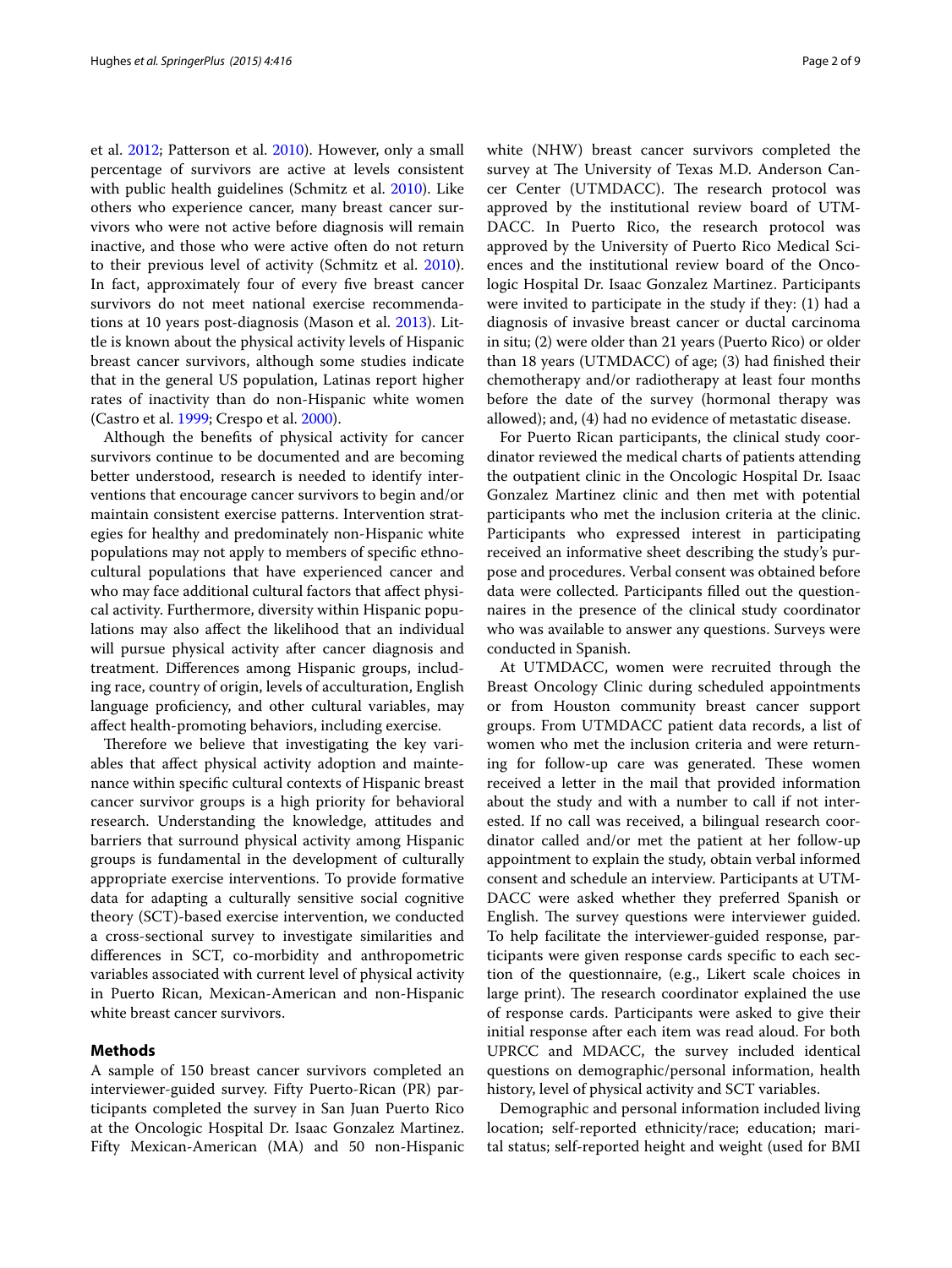et al. 2012; Patterson et al. 2010). However, only a small percentage of survivors are active at levels consistent with public health guidelines (Schmitz et al. 2010). Like others who experience cancer, many breast cancer survivors who were not active before diagnosis will remain inactive, and those who were active often do not return to their previous level of activity (Schmitz et al. 2010). In fact, approximately four of every five breast cancer survivors do not meet national exercise recommendations at 10 years post-diagnosis (Mason et al. 2013). Little is known about the physical activity levels of Hispanic breast cancer survivors, although some studies indicate that in the general US population, Latinas report higher rates of inactivity than do non-Hispanic white women (Castro et al. 1999; Crespo et al. 2000).

Although the benefits of physical activity for cancer survivors continue to be documented and are becoming better understood, research is needed to identify interventions that encourage cancer survivors to begin and/or maintain consistent exercise patterns. Intervention strategies for healthy and predominately non-Hispanic white populations may not apply to members of specific ethnocultural populations that have experienced cancer and who may face additional cultural factors that affect physical activity. Furthermore, diversity within Hispanic populations may also affect the likelihood that an individual will pursue physical activity after cancer diagnosis and treatment. Differences among Hispanic groups, including race, country of origin, levels of acculturation, English language proficiency, and other cultural variables, may affect health-promoting behaviors, including exercise.

Therefore we believe that investigating the key variables that affect physical activity adoption and maintenance within specific cultural contexts of Hispanic breast cancer survivor groups is a high priority for behavioral research. Understanding the knowledge, attitudes and barriers that surround physical activity among Hispanic groups is fundamental in the development of culturally appropriate exercise interventions. To provide formative data for adapting a culturally sensitive social cognitive theory (SCT)-based exercise intervention, we conducted a cross-sectional survey to investigate similarities and differences in SCT, co-morbidity and anthropometric variables associated with current level of physical activity in Puerto Rican, Mexican-American and non-Hispanic white breast cancer survivors.

## Methods

A sample of 150 breast cancer survivors completed an interviewer-guided survey. Fifty Puerto-Rican (PR) participants completed the survey in San Juan Puerto Rico at the Oncologic Hospital Dr. Isaac Gonzalez Martinez. Fifty Mexican-American (MA) and 50 non-Hispanic white (NHW) breast cancer survivors completed the survey at The University of Texas M.D. Anderson Cancer Center (UTMDACC). The research protocol was approved by the institutional review board of UTMDACC. In Puerto Rico, the research protocol was approved by the University of Puerto Rico Medical Sciences and the institutional review board of the Oncologic Hospital Dr. Isaac Gonzalez Martinez. Participants were invited to participate in the study if they: (1) had a diagnosis of invasive breast cancer or ductal carcinoma in situ; (2) were older than 21 years (Puerto Rico) or older than 18 years (UTMDACC) of age; (3) had finished their chemotherapy and/or radiotherapy at least four months before the date of the survey (hormonal therapy was allowed); and, (4) had no evidence of metastatic disease.

For Puerto Rican participants, the clinical study coordinator reviewed the medical charts of patients attending the outpatient clinic in the Oncologic Hospital Dr. Isaac Gonzalez Martinez clinic and then met with potential participants who met the inclusion criteria at the clinic. Participants who expressed interest in participating received an informative sheet describing the study's purpose and procedures. Verbal consent was obtained before data were collected. Participants filled out the questionnaires in the presence of the clinical study coordinator who was available to answer any questions. Surveys were conducted in Spanish.

At UTMDACC, women were recruited through the Breast Oncology Clinic during scheduled appointments or from Houston community breast cancer support groups. From UTMDACC patient data records, a list of women who met the inclusion criteria and were returning for follow-up care was generated. These women received a letter in the mail that provided information about the study and with a number to call if not interested. If no call was received, a bilingual research coordinator called and/or met the patient at her follow-up appointment to explain the study, obtain verbal informed consent and schedule an interview. Participants at UTMDACC were asked whether they preferred Spanish or English. The survey questions were interviewer guided. To help facilitate the interviewer-guided response, participants were given response cards specific to each section of the questionnaire, (e.g., Likert scale choices in large print). The research coordinator explained the use of response cards. Participants were asked to give their initial response after each item was read aloud. For both UPRCC and MDACC, the survey included identical questions on demographic/personal information, health history, level of physical activity and SCT variables.

Demographic and personal information included living location; self-reported ethnicity/race; education; marital status; self-reported height and weight (used for BMI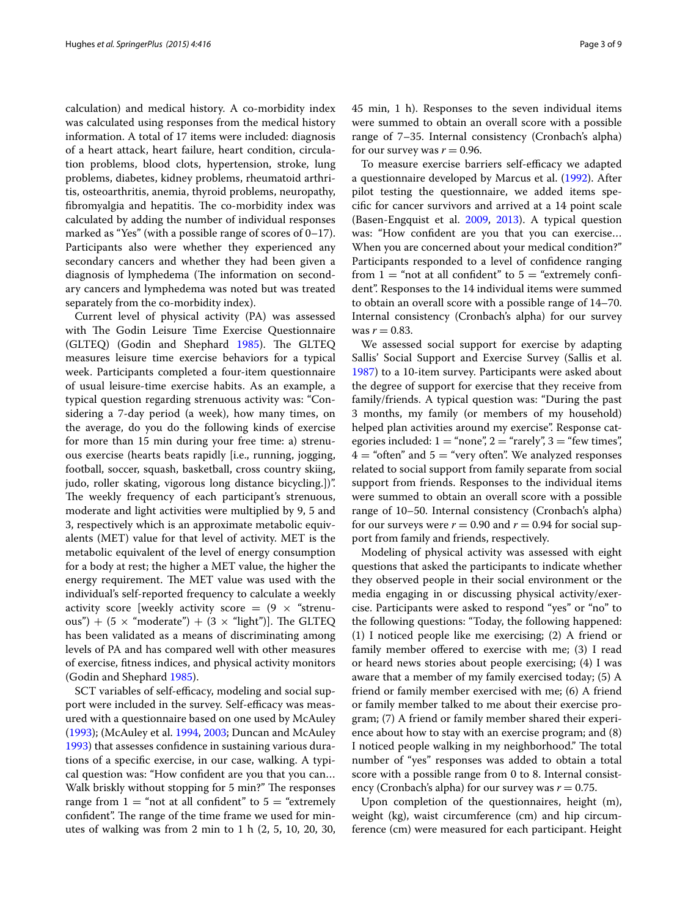calculation) and medical history. A co-morbidity index was calculated using responses from the medical history information. A total of 17 items were included: diagnosis of a heart attack, heart failure, heart condition, circulation problems, blood clots, hypertension, stroke, lung problems, diabetes, kidney problems, rheumatoid arthritis, osteoarthritis, anemia, thyroid problems, neuropathy, fibromyalgia and hepatitis. The co-morbidity index was calculated by adding the number of individual responses marked as "Yes" (with a possible range of scores of 0–17). Participants also were whether they experienced any secondary cancers and whether they had been given a diagnosis of lymphedema (The information on secondary cancers and lymphedema was noted but was treated separately from the co-morbidity index).

Current level of physical activity (PA) was assessed with The Godin Leisure Time Exercise Questionnaire (GLTEQ) (Godin and Shephard 1985). The GLTEQ measures leisure time exercise behaviors for a typical week. Participants completed a four-item questionnaire of usual leisure-time exercise habits. As an example, a typical question regarding strenuous activity was: "Considering a 7-day period (a week), how many times, on the average, do you do the following kinds of exercise for more than 15 min during your free time: a) strenuous exercise (hearts beats rapidly [i.e., running, jogging, football, soccer, squash, basketball, cross country skiing, judo, roller skating, vigorous long distance bicycling.])". The weekly frequency of each participant's strenuous, moderate and light activities were multiplied by 9, 5 and 3, respectively which is an approximate metabolic equivalents (MET) value for that level of activity. MET is the metabolic equivalent of the level of energy consumption for a body at rest; the higher a MET value, the higher the energy requirement. The MET value was used with the individual's self-reported frequency to calculate a weekly activity score [weekly activity score = (9 × "strenuous") + (5 × "moderate") + (3 × "light")]. The GLTEQ has been validated as a means of discriminating among levels of PA and has compared well with other measures of exercise, fitness indices, and physical activity monitors (Godin and Shephard 1985).

SCT variables of self-efficacy, modeling and social support were included in the survey. Self-efficacy was measured with a questionnaire based on one used by McAuley (1993); (McAuley et al. 1994, 2003; Duncan and McAuley 1993) that assesses confidence in sustaining various durations of a specific exercise, in our case, walking. A typical question was: "How confident are you that you can… Walk briskly without stopping for 5 min?" The responses range from 1 = "not at all confident" to 5 = "extremely confident". The range of the time frame we used for minutes of walking was from 2 min to 1 h (2, 5, 10, 20, 30, 45 min, 1 h). Responses to the seven individual items were summed to obtain an overall score with a possible range of 7–35. Internal consistency (Cronbach's alpha) for our survey was $r = 0.96$.

To measure exercise barriers self-efficacy we adapted a questionnaire developed by Marcus et al. (1992). After pilot testing the questionnaire, we added items specific for cancer survivors and arrived at a 14 point scale (Basen-Engquist et al. 2009, 2013). A typical question was: "How confident are you that you can exercise… When you are concerned about your medical condition?" Participants responded to a level of confidence ranging from 1 = "not at all confident" to 5 = "extremely confident". Responses to the 14 individual items were summed to obtain an overall score with a possible range of 14–70. Internal consistency (Cronbach's alpha) for our survey was $r = 0.83$.

We assessed social support for exercise by adapting Sallis' Social Support and Exercise Survey (Sallis et al. 1987) to a 10-item survey. Participants were asked about the degree of support for exercise that they receive from family/friends. A typical question was: "During the past 3 months, my family (or members of my household) helped plan activities around my exercise". Response categories included: 1 = "none", 2 = "rarely", 3 = "few times", 4 = "often" and 5 = "very often". We analyzed responses related to social support from family separate from social support from friends. Responses to the individual items were summed to obtain an overall score with a possible range of 10–50. Internal consistency (Cronbach's alpha) for our surveys were $r = 0.90$ and $r = 0.94$ for social support from family and friends, respectively.

Modeling of physical activity was assessed with eight questions that asked the participants to indicate whether they observed people in their social environment or the media engaging in or discussing physical activity/exercise. Participants were asked to respond "yes" or "no" to the following questions: "Today, the following happened: (1) I noticed people like me exercising; (2) A friend or family member offered to exercise with me; (3) I read or heard news stories about people exercising; (4) I was aware that a member of my family exercised today; (5) A friend or family member exercised with me; (6) A friend or family member talked to me about their exercise program; (7) A friend or family member shared their experience about how to stay with an exercise program; and (8) I noticed people walking in my neighborhood." The total number of "yes" responses was added to obtain a total score with a possible range from 0 to 8. Internal consistency (Cronbach's alpha) for our survey was $r = 0.75$.

Upon completion of the questionnaires, height (m), weight (kg), waist circumference (cm) and hip circumference (cm) were measured for each participant. Height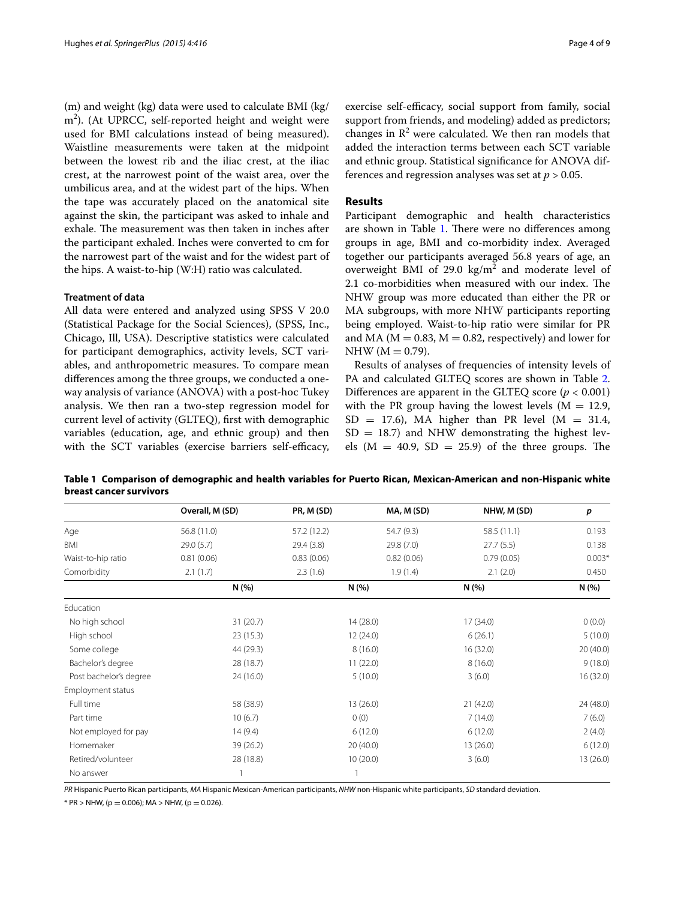(m) and weight (kg) data were used to calculate BMI (kg/ $m^2$). (At UPRCC, self-reported height and weight were used for BMI calculations instead of being measured). Waistline measurements were taken at the midpoint between the lowest rib and the iliac crest, at the iliac crest, at the narrowest point of the waist area, over the umbilicus area, and at the widest part of the hips. When the tape was accurately placed on the anatomical site against the skin, the participant was asked to inhale and exhale. The measurement was then taken in inches after the participant exhaled. Inches were converted to cm for the narrowest part of the waist and for the widest part of the hips. A waist-to-hip (W:H) ratio was calculated.

### Treatment of data

All data were entered and analyzed using SPSS V 20.0 (Statistical Package for the Social Sciences), (SPSS, Inc., Chicago, Ill, USA). Descriptive statistics were calculated for participant demographics, activity levels, SCT variables, and anthropometric measures. To compare mean differences among the three groups, we conducted a one-way analysis of variance (ANOVA) with a post-hoc Tukey analysis. We then ran a two-step regression model for current level of activity (GLTEQ), first with demographic variables (education, age, and ethnic group) and then with the SCT variables (exercise barriers self-efficacy, exercise self-efficacy, social support from family, social support from friends, and modeling) added as predictors; changes in $R^2$ were calculated. We then ran models that added the interaction terms between each SCT variable and ethnic group. Statistical significance for ANOVA differences and regression analyses was set at $p > 0.05$.

## Results

Participant demographic and health characteristics are shown in Table 1. There were no differences among groups in age, BMI and co-morbidity index. Averaged together our participants averaged 56.8 years of age, an overweight BMI of 29.0 kg/$m^2$ and moderate level of 2.1 co-morbidities when measured with our index. The NHW group was more educated than either the PR or MA subgroups, with more NHW participants reporting being employed. Waist-to-hip ratio were similar for PR and MA ($M = 0.83$, $M = 0.82$, respectively) and lower for NHW ($M = 0.79$).

Results of analyses of frequencies of intensity levels of PA and calculated GLTEQ scores are shown in Table 2. Differences are apparent in the GLTEQ score ($p < 0.001$) with the PR group having the lowest levels ($M = 12.9$, $SD = 17.6$), MA higher than PR level ($M = 31.4$, $SD = 18.7$) and NHW demonstrating the highest levels ($M = 40.9$, $SD = 25.9$) of the three groups. The

**Table 1 Comparison of demographic and health variables for Puerto Rican, Mexican-American and non-Hispanic white breast cancer survivors**

| | Overall, M (SD) | PR, M (SD) | MA, M (SD) | NHW, M (SD) | *p* |
|---|---|---|---|---|---|
| Age | 56.8 (11.0) | 57.2 (12.2) | 54.7 (9.3) | 58.5 (11.1) | 0.193 |
| BMI | 29.0 (5.7) | 29.4 (3.8) | 29.8 (7.0) | 27.7 (5.5) | 0.138 |
| Waist-to-hip ratio | 0.81 (0.06) | 0.83 (0.06) | 0.82 (0.06) | 0.79 (0.05) | 0.003* |
| Comorbidity | 2.1 (1.7) | 2.3 (1.6) | 1.9 (1.4) | 2.1 (2.0) | 0.450 |
| | N (%) | N (%) | N (%) | N (%) | |
| Education | | | | | |
| No high school | 31 (20.7) | 14 (28.0) | 17 (34.0) | 0 (0.0) | |
| High school | 23 (15.3) | 12 (24.0) | 6 (26.1) | 5 (10.0) | |
| Some college | 44 (29.3) | 8 (16.0) | 16 (32.0) | 20 (40.0) | |
| Bachelor's degree | 28 (18.7) | 11 (22.0) | 8 (16.0) | 9 (18.0) | |
| Post bachelor's degree | 24 (16.0) | 5 (10.0) | 3 (6.0) | 16 (32.0) | |
| Employment status | | | | | |
| Full time | 58 (38.9) | 13 (26.0) | 21 (42.0) | 24 (48.0) | |
| Part time | 10 (6.7) | 0 (0) | 7 (14.0) | 7 (6.0) | |
| Not employed for pay | 14 (9.4) | 6 (12.0) | 6 (12.0) | 2 (4.0) | |
| Homemaker | 39 (26.2) | 20 (40.0) | 13 (26.0) | 6 (12.0) | |
| Retired/volunteer | 28 (18.8) | 10 (20.0) | 3 (6.0) | 13 (26.0) | |
| No answer | 1 | 1 | | | |

*PR* Hispanic Puerto Rican participants, *MA* Hispanic Mexican-American participants, *NHW* non-Hispanic white participants, *SD* standard deviation.

* PR > NHW, (p = 0.006); MA > NHW, (p = 0.026).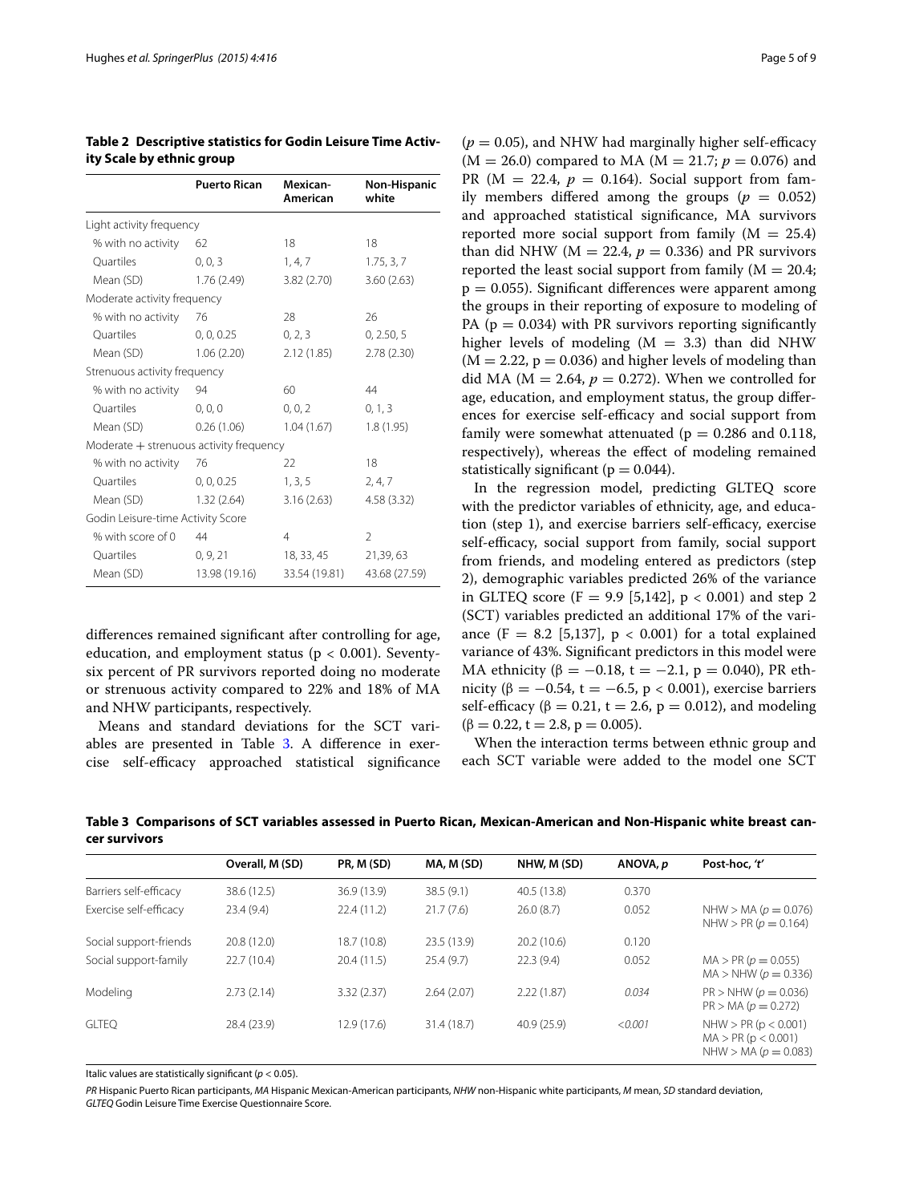**Table 2 Descriptive statistics for Godin Leisure Time Activity Scale by ethnic group**

| | Puerto Rican | Mexican-American | Non-Hispanic white |
|---|---|---|---|
| Light activity frequency | | | |
| % with no activity | 62 | 18 | 18 |
| Quartiles | 0, 0, 3 | 1, 4, 7 | 1.75, 3, 7 |
| Mean (SD) | 1.76 (2.49) | 3.82 (2.70) | 3.60 (2.63) |
| Moderate activity frequency | | | |
| % with no activity | 76 | 28 | 26 |
| Quartiles | 0, 0, 0.25 | 0, 2, 3 | 0, 2.50, 5 |
| Mean (SD) | 1.06 (2.20) | 2.12 (1.85) | 2.78 (2.30) |
| Strenuous activity frequency | | | |
| % with no activity | 94 | 60 | 44 |
| Quartiles | 0, 0, 0 | 0, 0, 2 | 0, 1, 3 |
| Mean (SD) | 0.26 (1.06) | 1.04 (1.67) | 1.8 (1.95) |
| Moderate + strenuous activity frequency | | | |
| % with no activity | 76 | 22 | 18 |
| Quartiles | 0, 0, 0.25 | 1, 3, 5 | 2, 4, 7 |
| Mean (SD) | 1.32 (2.64) | 3.16 (2.63) | 4.58 (3.32) |
| Godin Leisure-time Activity Score | | | |
| % with score of 0 | 44 | 4 | 2 |
| Quartiles | 0, 9, 21 | 18, 33, 45 | 21,39, 63 |
| Mean (SD) | 13.98 (19.16) | 33.54 (19.81) | 43.68 (27.59) |

differences remained significant after controlling for age, education, and employment status ($p < 0.001$). Seventy-six percent of PR survivors reported doing no moderate or strenuous activity compared to 22% and 18% of MA and NHW participants, respectively.

Means and standard deviations for the SCT variables are presented in Table 3. A difference in exercise self-efficacy approached statistical significance ($p = 0.05$), and NHW had marginally higher self-efficacy ($M = 26.0$) compared to MA ($M = 21.7$; $p = 0.076$) and PR ($M = 22.4$, $p = 0.164$). Social support from family members differed among the groups ($p = 0.052$) and approached statistical significance, MA survivors reported more social support from family ($M = 25.4$) than did NHW ($M = 22.4$, $p = 0.336$) and PR survivors reported the least social support from family ($M = 20.4$; $p = 0.055$). Significant differences were apparent among the groups in their reporting of exposure to modeling of PA ($p = 0.034$) with PR survivors reporting significantly higher levels of modeling ($M = 3.3$) than did NHW ($M = 2.22$, $p = 0.036$) and higher levels of modeling than did MA ($M = 2.64$, $p = 0.272$). When we controlled for age, education, and employment status, the group differences for exercise self-efficacy and social support from family were somewhat attenuated ($p = 0.286$ and 0.118, respectively), whereas the effect of modeling remained statistically significant ($p = 0.044$).

In the regression model, predicting GLTEQ score with the predictor variables of ethnicity, age, and education (step 1), and exercise barriers self-efficacy, exercise self-efficacy, social support from family, social support from friends, and modeling entered as predictors (step 2), demographic variables predicted 26% of the variance in GLTEQ score ($F = 9.9$ [5,142], $p < 0.001$) and step 2 (SCT) variables predicted an additional 17% of the variance ($F = 8.2$ [5,137], $p < 0.001$) for a total explained variance of 43%. Significant predictors in this model were MA ethnicity ($\beta = -0.18$, $t = -2.1$, $p = 0.040$), PR ethnicity ($\beta = -0.54$, $t = -6.5$, $p < 0.001$), exercise barriers self-efficacy ($\beta = 0.21$, $t = 2.6$, $p = 0.012$), and modeling ($\beta = 0.22$, $t = 2.8$, $p = 0.005$).

When the interaction terms between ethnic group and each SCT variable were added to the model one SCT

**Table 3 Comparisons of SCT variables assessed in Puerto Rican, Mexican-American and Non-Hispanic white breast cancer survivors**

| | Overall, M (SD) | PR, M (SD) | MA, M (SD) | NHW, M (SD) | ANOVA, *p* | Post-hoc, '*t*' |
|---|---|---|---|---|---|---|
| Barriers self-efficacy | 38.6 (12.5) | 36.9 (13.9) | 38.5 (9.1) | 40.5 (13.8) | 0.370 | |
| Exercise self-efficacy | 23.4 (9.4) | 22.4 (11.2) | 21.7 (7.6) | 26.0 (8.7) | 0.052 | NHW > MA ($p = 0.076$)<br>NHW > PR ($p = 0.164$) |
| Social support-friends | 20.8 (12.0) | 18.7 (10.8) | 23.5 (13.9) | 20.2 (10.6) | 0.120 | |
| Social support-family | 22.7 (10.4) | 20.4 (11.5) | 25.4 (9.7) | 22.3 (9.4) | 0.052 | MA > PR ($p = 0.055$)<br>MA > NHW ($p = 0.336$) |
| Modeling | 2.73 (2.14) | 3.32 (2.37) | 2.64 (2.07) | 2.22 (1.87) | *0.034* | PR > NHW ($p = 0.036$)<br>PR > MA ($p = 0.272$) |
| GLTEQ | 28.4 (23.9) | 12.9 (17.6) | 31.4 (18.7) | 40.9 (25.9) | *<0.001* | NHW > PR ($p < 0.001$)<br>MA > PR ($p < 0.001$)<br>NHW > MA ($p = 0.083$) |

Italic values are statistically significant ($p < 0.05$).

*PR* Hispanic Puerto Rican participants, *MA* Hispanic Mexican-American participants, *NHW* non-Hispanic white participants, *M* mean, *SD* standard deviation, *GLTEQ* Godin Leisure Time Exercise Questionnaire Score.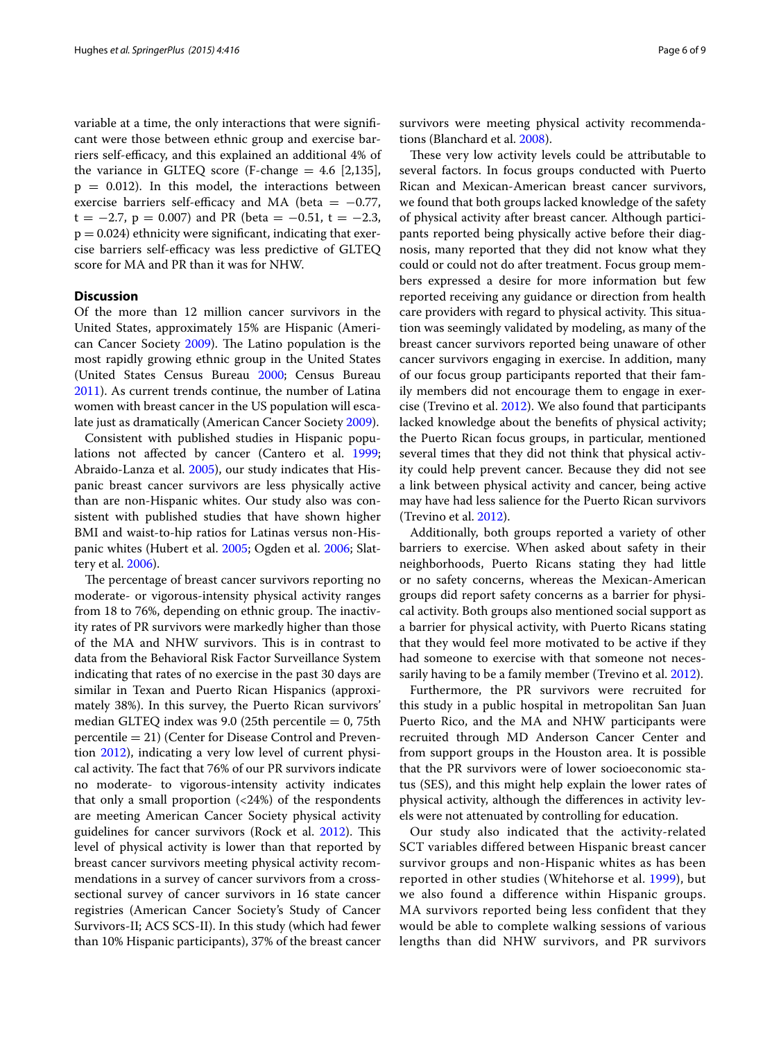variable at a time, the only interactions that were significant were those between ethnic group and exercise barriers self-efficacy, and this explained an additional 4% of the variance in GLTEQ score (F-change = 4.6 [2,135], $p = 0.012$). In this model, the interactions between exercise barriers self-efficacy and MA (beta = −0.77, $t = -2.7$, $p = 0.007$) and PR (beta = −0.51, $t = -2.3$, $p = 0.024$) ethnicity were significant, indicating that exercise barriers self-efficacy was less predictive of GLTEQ score for MA and PR than it was for NHW.

## Discussion

Of the more than 12 million cancer survivors in the United States, approximately 15% are Hispanic (American Cancer Society 2009). The Latino population is the most rapidly growing ethnic group in the United States (United States Census Bureau 2000; Census Bureau 2011). As current trends continue, the number of Latina women with breast cancer in the US population will escalate just as dramatically (American Cancer Society 2009).

Consistent with published studies in Hispanic populations not affected by cancer (Cantero et al. 1999; Abraido-Lanza et al. 2005), our study indicates that Hispanic breast cancer survivors are less physically active than are non-Hispanic whites. Our study also was consistent with published studies that have shown higher BMI and waist-to-hip ratios for Latinas versus non-Hispanic whites (Hubert et al. 2005; Ogden et al. 2006; Slattery et al. 2006).

The percentage of breast cancer survivors reporting no moderate- or vigorous-intensity physical activity ranges from 18 to 76%, depending on ethnic group. The inactivity rates of PR survivors were markedly higher than those of the MA and NHW survivors. This is in contrast to data from the Behavioral Risk Factor Surveillance System indicating that rates of no exercise in the past 30 days are similar in Texan and Puerto Rican Hispanics (approximately 38%). In this survey, the Puerto Rican survivors' median GLTEQ index was 9.0 (25th percentile = 0, 75th percentile = 21) (Center for Disease Control and Prevention 2012), indicating a very low level of current physical activity. The fact that 76% of our PR survivors indicate no moderate- to vigorous-intensity activity indicates that only a small proportion (<24%) of the respondents are meeting American Cancer Society physical activity guidelines for cancer survivors (Rock et al. 2012). This level of physical activity is lower than that reported by breast cancer survivors meeting physical activity recommendations in a survey of cancer survivors from a cross-sectional survey of cancer survivors in 16 state cancer registries (American Cancer Society's Study of Cancer Survivors-II; ACS SCS-II). In this study (which had fewer than 10% Hispanic participants), 37% of the breast cancer survivors were meeting physical activity recommendations (Blanchard et al. 2008).

These very low activity levels could be attributable to several factors. In focus groups conducted with Puerto Rican and Mexican-American breast cancer survivors, we found that both groups lacked knowledge of the safety of physical activity after breast cancer. Although participants reported being physically active before their diagnosis, many reported that they did not know what they could or could not do after treatment. Focus group members expressed a desire for more information but few reported receiving any guidance or direction from health care providers with regard to physical activity. This situation was seemingly validated by modeling, as many of the breast cancer survivors reported being unaware of other cancer survivors engaging in exercise. In addition, many of our focus group participants reported that their family members did not encourage them to engage in exercise (Trevino et al. 2012). We also found that participants lacked knowledge about the benefits of physical activity; the Puerto Rican focus groups, in particular, mentioned several times that they did not think that physical activity could help prevent cancer. Because they did not see a link between physical activity and cancer, being active may have had less salience for the Puerto Rican survivors (Trevino et al. 2012).

Additionally, both groups reported a variety of other barriers to exercise. When asked about safety in their neighborhoods, Puerto Ricans stating they had little or no safety concerns, whereas the Mexican-American groups did report safety concerns as a barrier for physical activity. Both groups also mentioned social support as a barrier for physical activity, with Puerto Ricans stating that they would feel more motivated to be active if they had someone to exercise with that someone not necessarily having to be a family member (Trevino et al. 2012).

Furthermore, the PR survivors were recruited for this study in a public hospital in metropolitan San Juan Puerto Rico, and the MA and NHW participants were recruited through MD Anderson Cancer Center and from support groups in the Houston area. It is possible that the PR survivors were of lower socioeconomic status (SES), and this might help explain the lower rates of physical activity, although the differences in activity levels were not attenuated by controlling for education.

Our study also indicated that the activity-related SCT variables differed between Hispanic breast cancer survivor groups and non-Hispanic whites as has been reported in other studies (Whitehorse et al. 1999), but we also found a difference within Hispanic groups. MA survivors reported being less confident that they would be able to complete walking sessions of various lengths than did NHW survivors, and PR survivors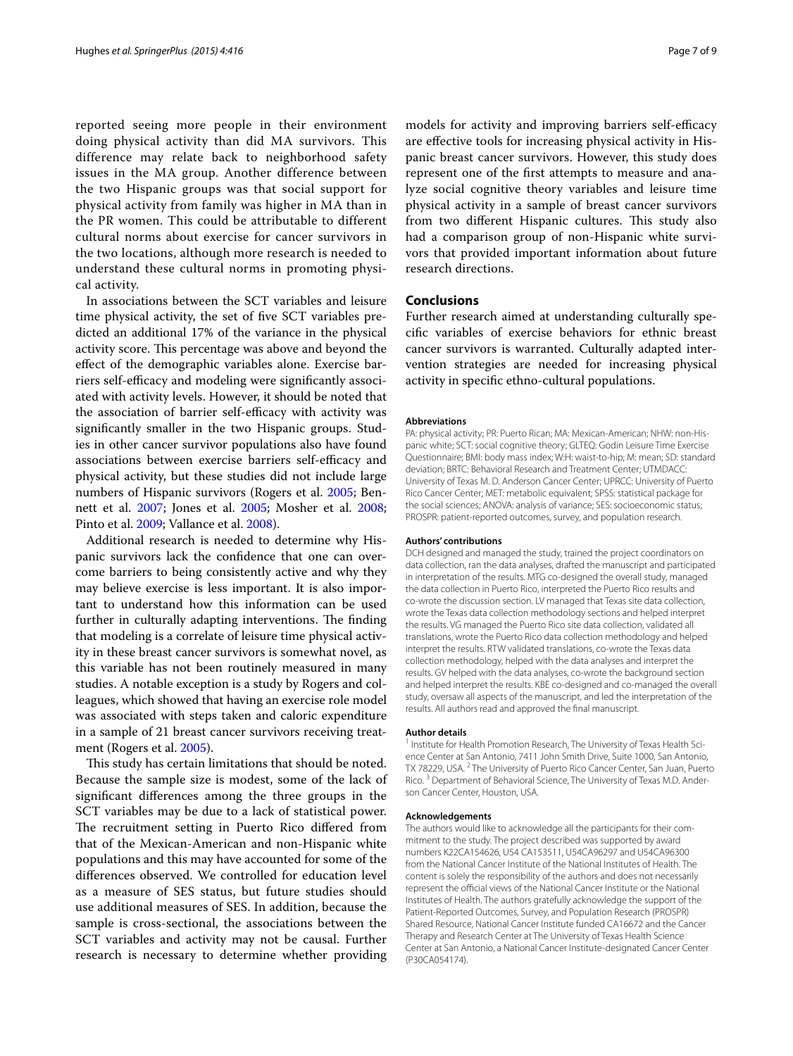reported seeing more people in their environment doing physical activity than did MA survivors. This difference may relate back to neighborhood safety issues in the MA group. Another difference between the two Hispanic groups was that social support for physical activity from family was higher in MA than in the PR women. This could be attributable to different cultural norms about exercise for cancer survivors in the two locations, although more research is needed to understand these cultural norms in promoting physical activity.

In associations between the SCT variables and leisure time physical activity, the set of five SCT variables predicted an additional 17% of the variance in the physical activity score. This percentage was above and beyond the effect of the demographic variables alone. Exercise barriers self-efficacy and modeling were significantly associated with activity levels. However, it should be noted that the association of barrier self-efficacy with activity was significantly smaller in the two Hispanic groups. Studies in other cancer survivor populations also have found associations between exercise barriers self-efficacy and physical activity, but these studies did not include large numbers of Hispanic survivors (Rogers et al. 2005; Bennett et al. 2007; Jones et al. 2005; Mosher et al. 2008; Pinto et al. 2009; Vallance et al. 2008).

Additional research is needed to determine why Hispanic survivors lack the confidence that one can overcome barriers to being consistently active and why they may believe exercise is less important. It is also important to understand how this information can be used further in culturally adapting interventions. The finding that modeling is a correlate of leisure time physical activity in these breast cancer survivors is somewhat novel, as this variable has not been routinely measured in many studies. A notable exception is a study by Rogers and colleagues, which showed that having an exercise role model was associated with steps taken and caloric expenditure in a sample of 21 breast cancer survivors receiving treatment (Rogers et al. 2005).

This study has certain limitations that should be noted. Because the sample size is modest, some of the lack of significant differences among the three groups in the SCT variables may be due to a lack of statistical power. The recruitment setting in Puerto Rico differed from that of the Mexican-American and non-Hispanic white populations and this may have accounted for some of the differences observed. We controlled for education level as a measure of SES status, but future studies should use additional measures of SES. In addition, because the sample is cross-sectional, the associations between the SCT variables and activity may not be causal. Further research is necessary to determine whether providing models for activity and improving barriers self-efficacy are effective tools for increasing physical activity in Hispanic breast cancer survivors. However, this study does represent one of the first attempts to measure and analyze social cognitive theory variables and leisure time physical activity in a sample of breast cancer survivors from two different Hispanic cultures. This study also had a comparison group of non-Hispanic white survivors that provided important information about future research directions.

## Conclusions

Further research aimed at understanding culturally specific variables of exercise behaviors for ethnic breast cancer survivors is warranted. Culturally adapted intervention strategies are needed for increasing physical activity in specific ethno-cultural populations.

#### Abbreviations

PA: physical activity; PR: Puerto Rican; MA: Mexican-American; NHW: non-Hispanic white; SCT: social cognitive theory; GLTEQ: Godin Leisure Time Exercise Questionnaire; BMI: body mass index; W:H: waist-to-hip; M: mean; SD: standard deviation; BRTC: Behavioral Research and Treatment Center; UTMDACC: University of Texas M. D. Anderson Cancer Center; UPRCC: University of Puerto Rico Cancer Center; MET: metabolic equivalent; SPSS: statistical package for the social sciences; ANOVA: analysis of variance; SES: socioeconomic status; PROSPR: patient-reported outcomes, survey, and population research.

#### Authors' contributions

DCH designed and managed the study, trained the project coordinators on data collection, ran the data analyses, drafted the manuscript and participated in interpretation of the results. MTG co-designed the overall study, managed the data collection in Puerto Rico, interpreted the Puerto Rico results and co-wrote the discussion section. LV managed that Texas site data collection, wrote the Texas data collection methodology sections and helped interpret the results. VG managed the Puerto Rico site data collection, validated all translations, wrote the Puerto Rico data collection methodology and helped interpret the results. RTW validated translations, co-wrote the Texas data collection methodology, helped with the data analyses and interpret the results. GV helped with the data analyses, co-wrote the background section and helped interpret the results. KBE co-designed and co-managed the overall study, oversaw all aspects of the manuscript, and led the interpretation of the results. All authors read and approved the final manuscript.

#### Author details

[1] Institute for Health Promotion Research, The University of Texas Health Science Center at San Antonio, 7411 John Smith Drive, Suite 1000, San Antonio, TX 78229, USA. [2] The University of Puerto Rico Cancer Center, San Juan, Puerto Rico. [3] Department of Behavioral Science, The University of Texas M.D. Anderson Cancer Center, Houston, USA.

#### Acknowledgements

The authors would like to acknowledge all the participants for their commitment to the study. The project described was supported by award numbers K22CA154626, U54 CA153511, U54CA96297 and U54CA96300 from the National Cancer Institute of the National Institutes of Health. The content is solely the responsibility of the authors and does not necessarily represent the official views of the National Cancer Institute or the National Institutes of Health. The authors gratefully acknowledge the support of the Patient-Reported Outcomes, Survey, and Population Research (PROSPR) Shared Resource, National Cancer Institute funded CA16672 and the Cancer Therapy and Research Center at The University of Texas Health Science Center at San Antonio, a National Cancer Institute-designated Cancer Center (P30CA054174).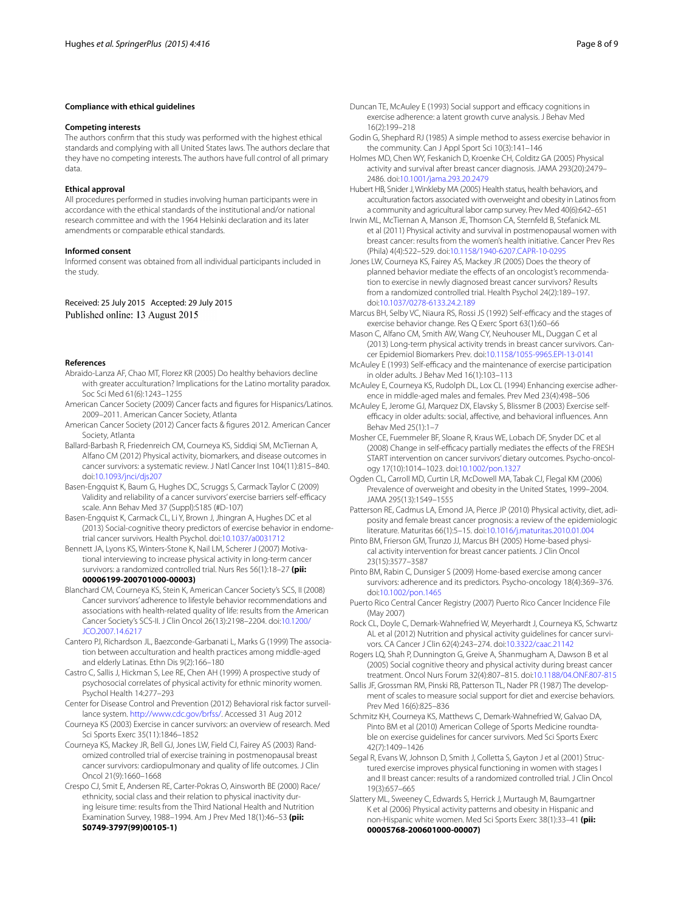### Compliance with ethical guidelines

#### Competing interests

The authors confirm that this study was performed with the highest ethical standards and complying with all United States laws. The authors declare that they have no competing interests. The authors have full control of all primary data.

#### Ethical approval

All procedures performed in studies involving human participants were in accordance with the ethical standards of the institutional and/or national research committee and with the 1964 Helsinki declaration and its later amendments or comparable ethical standards.

#### Informed consent

Informed consent was obtained from all individual participants included in the study.

Received: 25 July 2015 Accepted: 29 July 2015
Published online: 13 August 2015

### References

- Abraido-Lanza AF, Chao MT, Florez KR (2005) Do healthy behaviors decline with greater acculturation? Implications for the Latino mortality paradox. Soc Sci Med 61(6):1243–1255
- American Cancer Society (2009) Cancer facts and figures for Hispanics/Latinos. 2009–2011. American Cancer Society, Atlanta
- American Cancer Society (2012) Cancer facts & figures 2012. American Cancer Society, Atlanta
- Ballard-Barbash R, Friedenreich CM, Courneya KS, Siddiqi SM, McTiernan A, Alfano CM (2012) Physical activity, biomarkers, and disease outcomes in cancer survivors: a systematic review. J Natl Cancer Inst 104(11):815–840. doi:10.1093/jnci/djs207
- Basen-Engquist K, Baum G, Hughes DC, Scruggs S, Carmack Taylor C (2009) Validity and reliability of a cancer survivors' exercise barriers self-efficacy scale. Ann Behav Med 37 (Suppl):S185 (#D-107)
- Basen-Engquist K, Carmack CL, Li Y, Brown J, Jhingran A, Hughes DC et al (2013) Social-cognitive theory predictors of exercise behavior in endometrial cancer survivors. Health Psychol. doi:10.1037/a0031712
- Bennett JA, Lyons KS, Winters-Stone K, Nail LM, Scherer J (2007) Motivational interviewing to increase physical activity in long-term cancer survivors: a randomized controlled trial. Nurs Res 56(1):18–27 **(pii: 00006199-200701000-00003)**
- Blanchard CM, Courneya KS, Stein K, American Cancer Society's SCS, II (2008) Cancer survivors' adherence to lifestyle behavior recommendations and associations with health-related quality of life: results from the American Cancer Society's SCS-II. J Clin Oncol 26(13):2198–2204. doi:10.1200/JCO.2007.14.6217
- Cantero PJ, Richardson JL, Baezconde-Garbanati L, Marks G (1999) The association between acculturation and health practices among middle-aged and elderly Latinas. Ethn Dis 9(2):166–180
- Castro C, Sallis J, Hickman S, Lee RE, Chen AH (1999) A prospective study of psychosocial correlates of physical activity for ethnic minority women. Psychol Health 14:277–293
- Center for Disease Control and Prevention (2012) Behavioral risk factor surveillance system. http://www.cdc.gov/brfss/. Accessed 31 Aug 2012
- Courneya KS (2003) Exercise in cancer survivors: an overview of research. Med Sci Sports Exerc 35(11):1846–1852
- Courneya KS, Mackey JR, Bell GJ, Jones LW, Field CJ, Fairey AS (2003) Randomized controlled trial of exercise training in postmenopausal breast cancer survivors: cardiopulmonary and quality of life outcomes. J Clin Oncol 21(9):1660–1668
- Crespo CJ, Smit E, Andersen RE, Carter-Pokras O, Ainsworth BE (2000) Race/ethnicity, social class and their relation to physical inactivity during leisure time: results from the Third National Health and Nutrition Examination Survey, 1988–1994. Am J Prev Med 18(1):46–53 **(pii: S0749-3797(99)00105-1)**
- Duncan TE, McAuley E (1993) Social support and efficacy cognitions in exercise adherence: a latent growth curve analysis. J Behav Med 16(2):199–218
- Godin G, Shephard RJ (1985) A simple method to assess exercise behavior in the community. Can J Appl Sport Sci 10(3):141–146
- Holmes MD, Chen WY, Feskanich D, Kroenke CH, Colditz GA (2005) Physical activity and survival after breast cancer diagnosis. JAMA 293(20):2479–2486. doi:10.1001/jama.293.20.2479
- Hubert HB, Snider J, Winkleby MA (2005) Health status, health behaviors, and acculturation factors associated with overweight and obesity in Latinos from a community and agricultural labor camp survey. Prev Med 40(6):642–651
- Irwin ML, McTiernan A, Manson JE, Thomson CA, Sternfeld B, Stefanick ML et al (2011) Physical activity and survival in postmenopausal women with breast cancer: results from the women's health initiative. Cancer Prev Res (Phila) 4(4):522–529. doi:10.1158/1940-6207.CAPR-10-0295
- Jones LW, Courneya KS, Fairey AS, Mackey JR (2005) Does the theory of planned behavior mediate the effects of an oncologist's recommendation to exercise in newly diagnosed breast cancer survivors? Results from a randomized controlled trial. Health Psychol 24(2):189–197. doi:10.1037/0278-6133.24.2.189
- Marcus BH, Selby VC, Niaura RS, Rossi JS (1992) Self-efficacy and the stages of exercise behavior change. Res Q Exerc Sport 63(1):60–66
- Mason C, Alfano CM, Smith AW, Wang CY, Neuhouser ML, Duggan C et al (2013) Long-term physical activity trends in breast cancer survivors. Cancer Epidemiol Biomarkers Prev. doi:10.1158/1055-9965.EPI-13-0141
- McAuley E (1993) Self-efficacy and the maintenance of exercise participation in older adults. J Behav Med 16(1):103–113
- McAuley E, Courneya KS, Rudolph DL, Lox CL (1994) Enhancing exercise adherence in middle-aged males and females. Prev Med 23(4):498–506
- McAuley E, Jerome GJ, Marquez DX, Elavsky S, Blissmer B (2003) Exercise self-efficacy in older adults: social, affective, and behavioral influences. Ann Behav Med 25(1):1–7
- Mosher CE, Fuemmeler BF, Sloane R, Kraus WE, Lobach DF, Snyder DC et al (2008) Change in self-efficacy partially mediates the effects of the FRESH START intervention on cancer survivors' dietary outcomes. Psycho-oncology 17(10):1014–1023. doi:10.1002/pon.1327
- Ogden CL, Carroll MD, Curtin LR, McDowell MA, Tabak CJ, Flegal KM (2006) Prevalence of overweight and obesity in the United States, 1999–2004. JAMA 295(13):1549–1555
- Patterson RE, Cadmus LA, Emond JA, Pierce JP (2010) Physical activity, diet, adiposity and female breast cancer prognosis: a review of the epidemiologic literature. Maturitas 66(1):5–15. doi:10.1016/j.maturitas.2010.01.004
- Pinto BM, Frierson GM, Trunzo JJ, Marcus BH (2005) Home-based physical activity intervention for breast cancer patients. J Clin Oncol 23(15):3577–3587
- Pinto BM, Rabin C, Dunsiger S (2009) Home-based exercise among cancer survivors: adherence and its predictors. Psycho-oncology 18(4):369–376. doi:10.1002/pon.1465
- Puerto Rico Central Cancer Registry (2007) Puerto Rico Cancer Incidence File (May 2007)
- Rock CL, Doyle C, Demark-Wahnefried W, Meyerhardt J, Courneya KS, Schwartz AL et al (2012) Nutrition and physical activity guidelines for cancer survivors. CA Cancer J Clin 62(4):243–274. doi:10.3322/caac.21142
- Rogers LQ, Shah P, Dunnington G, Greive A, Shanmugham A, Dawson B et al (2005) Social cognitive theory and physical activity during breast cancer treatment. Oncol Nurs Forum 32(4):807–815. doi:10.1188/04.ONF.807-815
- Sallis JF, Grossman RM, Pinski RB, Patterson TL, Nader PR (1987) The development of scales to measure social support for diet and exercise behaviors. Prev Med 16(6):825–836
- Schmitz KH, Courneya KS, Matthews C, Demark-Wahnefried W, Galvao DA, Pinto BM et al (2010) American College of Sports Medicine roundtable on exercise guidelines for cancer survivors. Med Sci Sports Exerc 42(7):1409–1426
- Segal R, Evans W, Johnson D, Smith J, Colletta S, Gayton J et al (2001) Structured exercise improves physical functioning in women with stages I and II breast cancer: results of a randomized controlled trial. J Clin Oncol 19(3):657–665
- Slattery ML, Sweeney C, Edwards S, Herrick J, Murtaugh M, Baumgartner K et al (2006) Physical activity patterns and obesity in Hispanic and non-Hispanic white women. Med Sci Sports Exerc 38(1):33–41 **(pii: 00005768-200601000-00007)**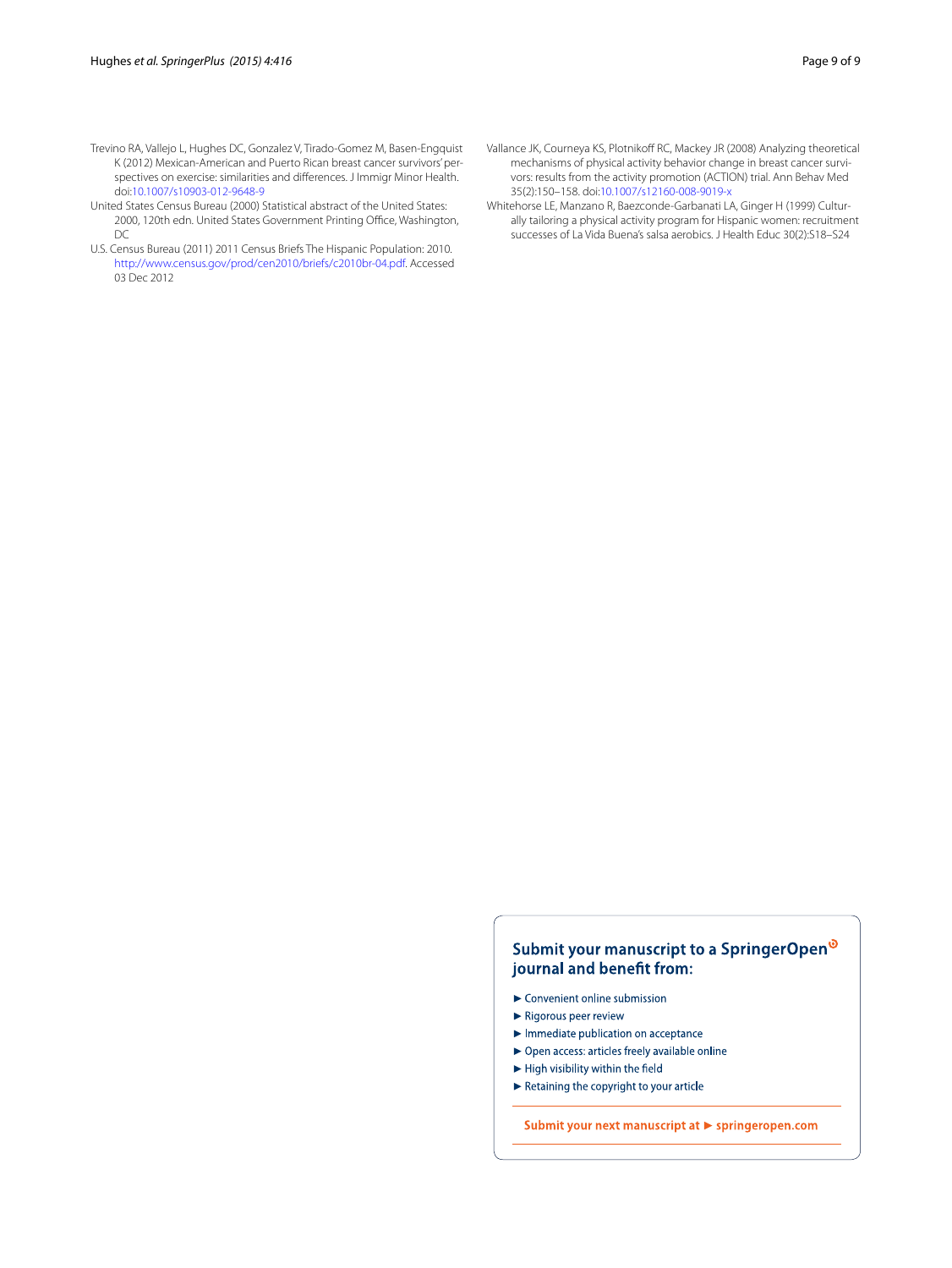Trevino RA, Vallejo L, Hughes DC, Gonzalez V, Tirado-Gomez M, Basen-Engquist K (2012) Mexican-American and Puerto Rican breast cancer survivors' perspectives on exercise: similarities and differences. J Immigr Minor Health. doi:10.1007/s10903-012-9648-9

United States Census Bureau (2000) Statistical abstract of the United States: 2000, 120th edn. United States Government Printing Office, Washington, DC

U.S. Census Bureau (2011) 2011 Census Briefs The Hispanic Population: 2010. http://www.census.gov/prod/cen2010/briefs/c2010br-04.pdf. Accessed 03 Dec 2012

Vallance JK, Courneya KS, Plotnikoff RC, Mackey JR (2008) Analyzing theoretical mechanisms of physical activity behavior change in breast cancer survivors: results from the activity promotion (ACTION) trial. Ann Behav Med 35(2):150–158. doi:10.1007/s12160-008-9019-x

Whitehorse LE, Manzano R, Baezconde-Garbanati LA, Ginger H (1999) Culturally tailoring a physical activity program for Hispanic women: recruitment successes of La Vida Buena's salsa aerobics. J Health Educ 30(2):S18–S24

**Submit your manuscript to a SpringerOpen journal and benefit from:**

- Convenient online submission
- Rigorous peer review
- Immediate publication on acceptance
- Open access: articles freely available online
- High visibility within the field
- Retaining the copyright to your article

**Submit your next manuscript at ► springeropen.com**